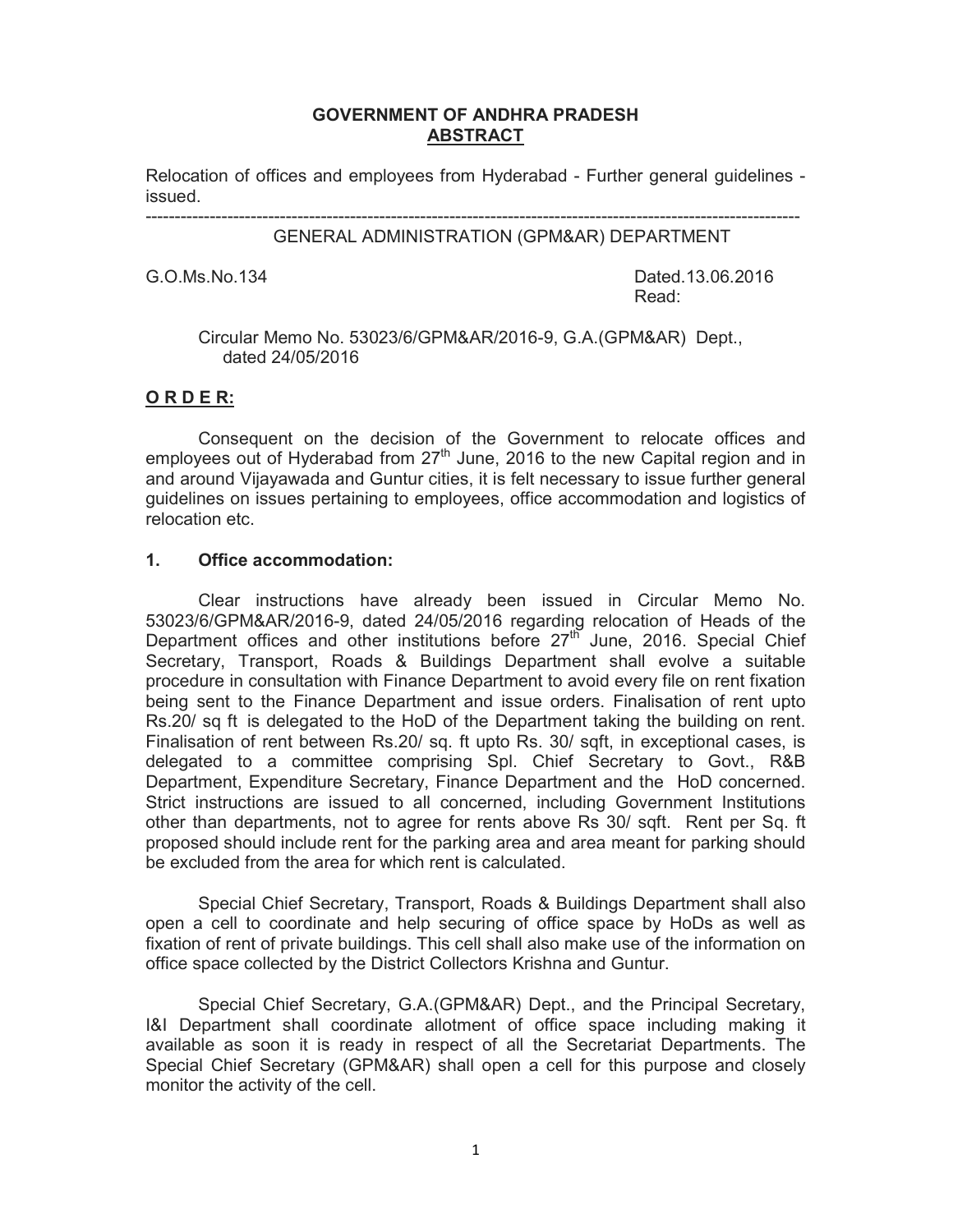**GOVERNMENT OF ANDHRA PRADESH**
**ABSTRACT**

Relocation of offices and employees from Hyderabad - Further general guidelines - issued.

---

GENERAL ADMINISTRATION (GPM&AR) DEPARTMENT

G.O.Ms.No.134 Dated.13.06.2016

Read:

Circular Memo No. 53023/6/GPM&AR/2016-9, G.A.(GPM&AR) Dept., dated 24/05/2016

**O R D E R:**

Consequent on the decision of the Government to relocate offices and employees out of Hyderabad from 27th June, 2016 to the new Capital region and in and around Vijayawada and Guntur cities, it is felt necessary to issue further general guidelines on issues pertaining to employees, office accommodation and logistics of relocation etc.

**1. Office accommodation:**

Clear instructions have already been issued in Circular Memo No. 53023/6/GPM&AR/2016-9, dated 24/05/2016 regarding relocation of Heads of the Department offices and other institutions before 27th June, 2016. Special Chief Secretary, Transport, Roads & Buildings Department shall evolve a suitable procedure in consultation with Finance Department to avoid every file on rent fixation being sent to the Finance Department and issue orders. Finalisation of rent upto Rs.20/ sq ft is delegated to the HoD of the Department taking the building on rent. Finalisation of rent between Rs.20/ sq. ft upto Rs. 30/ sqft, in exceptional cases, is delegated to a committee comprising Spl. Chief Secretary to Govt., R&B Department, Expenditure Secretary, Finance Department and the HoD concerned. Strict instructions are issued to all concerned, including Government Institutions other than departments, not to agree for rents above Rs 30/ sqft. Rent per Sq. ft proposed should include rent for the parking area and area meant for parking should be excluded from the area for which rent is calculated.

Special Chief Secretary, Transport, Roads & Buildings Department shall also open a cell to coordinate and help securing of office space by HoDs as well as fixation of rent of private buildings. This cell shall also make use of the information on office space collected by the District Collectors Krishna and Guntur.

Special Chief Secretary, G.A.(GPM&AR) Dept., and the Principal Secretary, I&I Department shall coordinate allotment of office space including making it available as soon it is ready in respect of all the Secretariat Departments. The Special Chief Secretary (GPM&AR) shall open a cell for this purpose and closely monitor the activity of the cell.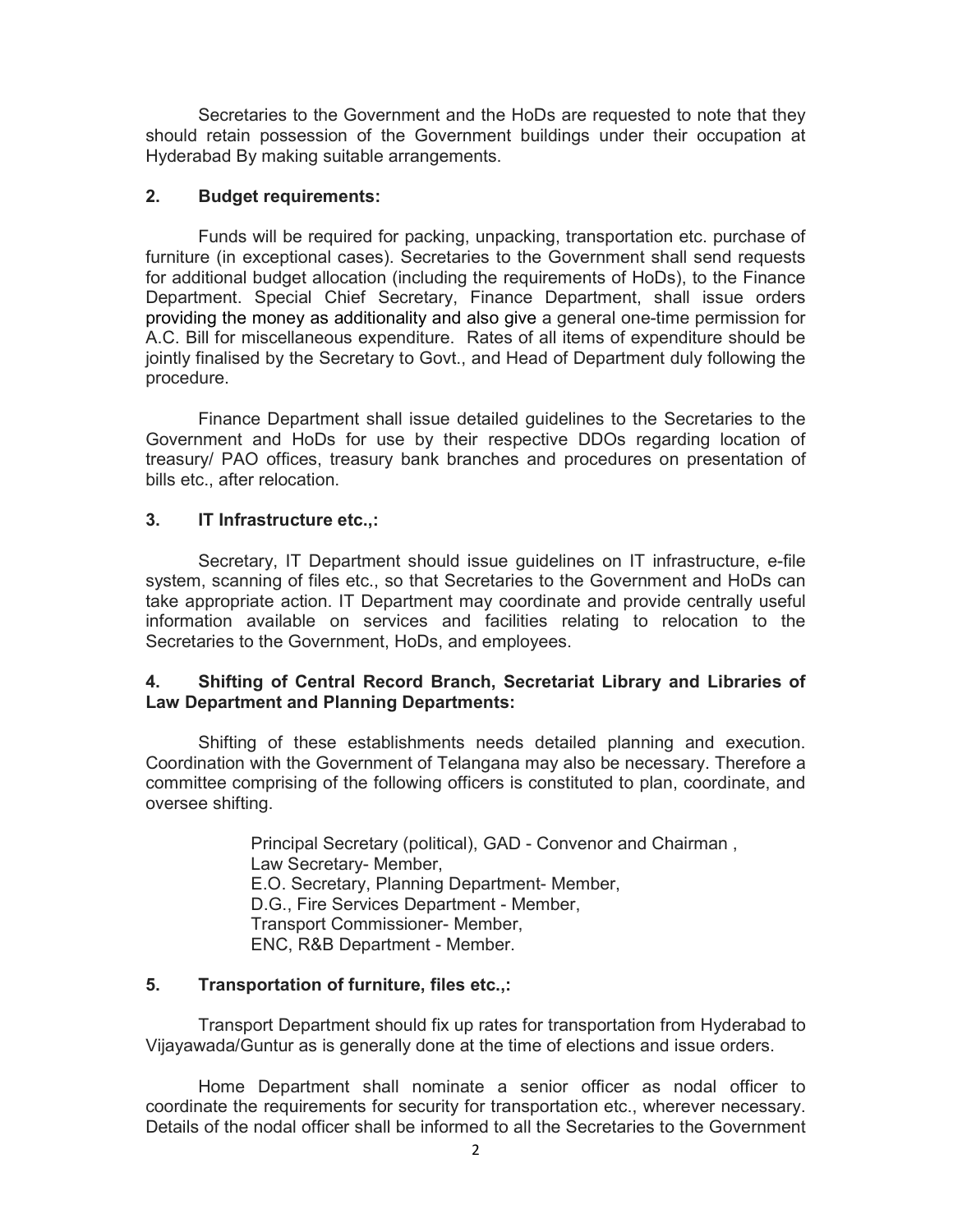Secretaries to the Government and the HoDs are requested to note that they should retain possession of the Government buildings under their occupation at Hyderabad By making suitable arrangements.

**2. Budget requirements:**

Funds will be required for packing, unpacking, transportation etc. purchase of furniture (in exceptional cases). Secretaries to the Government shall send requests for additional budget allocation (including the requirements of HoDs), to the Finance Department. Special Chief Secretary, Finance Department, shall issue orders providing the money as additionality and also give a general one-time permission for A.C. Bill for miscellaneous expenditure. Rates of all items of expenditure should be jointly finalised by the Secretary to Govt., and Head of Department duly following the procedure.

Finance Department shall issue detailed guidelines to the Secretaries to the Government and HoDs for use by their respective DDOs regarding location of treasury/ PAO offices, treasury bank branches and procedures on presentation of bills etc., after relocation.

**3. IT Infrastructure etc.,:**

Secretary, IT Department should issue guidelines on IT infrastructure, e-file system, scanning of files etc., so that Secretaries to the Government and HoDs can take appropriate action. IT Department may coordinate and provide centrally useful information available on services and facilities relating to relocation to the Secretaries to the Government, HoDs, and employees.

**4. Shifting of Central Record Branch, Secretariat Library and Libraries of Law Department and Planning Departments:**

Shifting of these establishments needs detailed planning and execution. Coordination with the Government of Telangana may also be necessary. Therefore a committee comprising of the following officers is constituted to plan, coordinate, and oversee shifting.

Principal Secretary (political), GAD - Convenor and Chairman ,
Law Secretary- Member,
E.O. Secretary, Planning Department- Member,
D.G., Fire Services Department - Member,
Transport Commissioner- Member,
ENC, R&B Department - Member.

**5. Transportation of furniture, files etc.,:**

Transport Department should fix up rates for transportation from Hyderabad to Vijayawada/Guntur as is generally done at the time of elections and issue orders.

Home Department shall nominate a senior officer as nodal officer to coordinate the requirements for security for transportation etc., wherever necessary. Details of the nodal officer shall be informed to all the Secretaries to the Government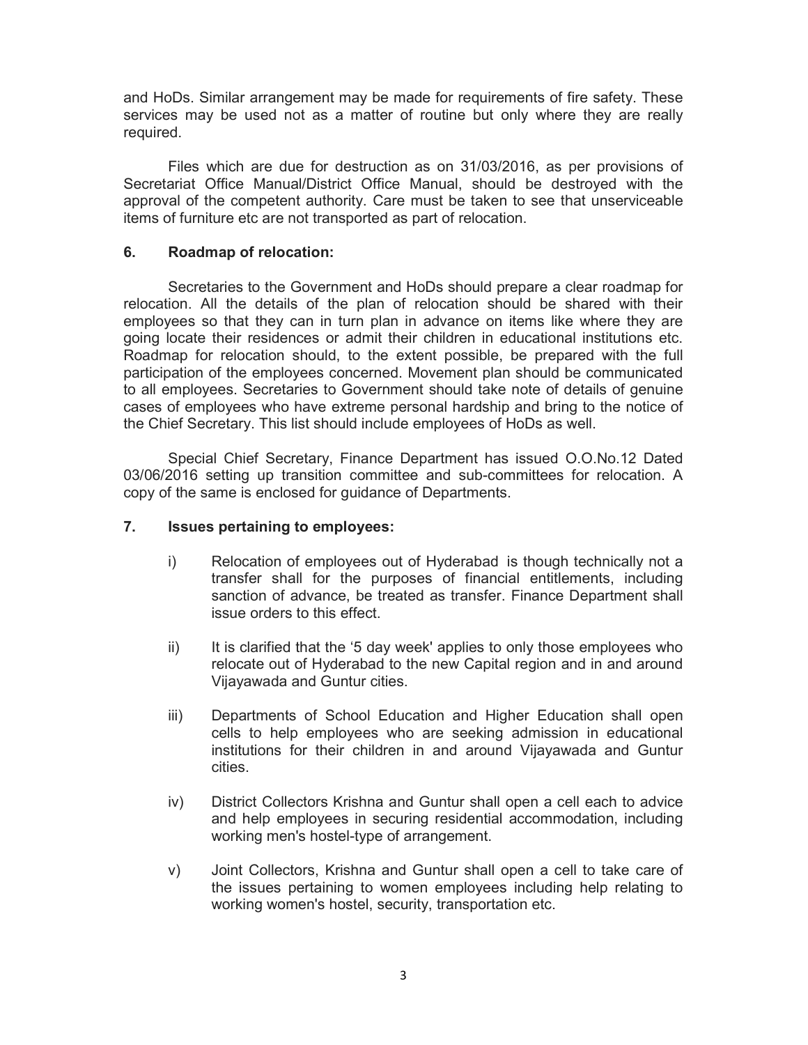and HoDs. Similar arrangement may be made for requirements of fire safety. These services may be used not as a matter of routine but only where they are really required.

Files which are due for destruction as on 31/03/2016, as per provisions of Secretariat Office Manual/District Office Manual, should be destroyed with the approval of the competent authority. Care must be taken to see that unserviceable items of furniture etc are not transported as part of relocation.

### 6. Roadmap of relocation:

Secretaries to the Government and HoDs should prepare a clear roadmap for relocation. All the details of the plan of relocation should be shared with their employees so that they can in turn plan in advance on items like where they are going locate their residences or admit their children in educational institutions etc. Roadmap for relocation should, to the extent possible, be prepared with the full participation of the employees concerned. Movement plan should be communicated to all employees. Secretaries to Government should take note of details of genuine cases of employees who have extreme personal hardship and bring to the notice of the Chief Secretary. This list should include employees of HoDs as well.

Special Chief Secretary, Finance Department has issued O.O.No.12 Dated 03/06/2016 setting up transition committee and sub-committees for relocation. A copy of the same is enclosed for guidance of Departments.

### 7. Issues pertaining to employees:

i) Relocation of employees out of Hyderabad is though technically not a transfer shall for the purposes of financial entitlements, including sanction of advance, be treated as transfer. Finance Department shall issue orders to this effect.

ii) It is clarified that the '5 day week' applies to only those employees who relocate out of Hyderabad to the new Capital region and in and around Vijayawada and Guntur cities.

iii) Departments of School Education and Higher Education shall open cells to help employees who are seeking admission in educational institutions for their children in and around Vijayawada and Guntur cities.

iv) District Collectors Krishna and Guntur shall open a cell each to advice and help employees in securing residential accommodation, including working men's hostel-type of arrangement.

v) Joint Collectors, Krishna and Guntur shall open a cell to take care of the issues pertaining to women employees including help relating to working women's hostel, security, transportation etc.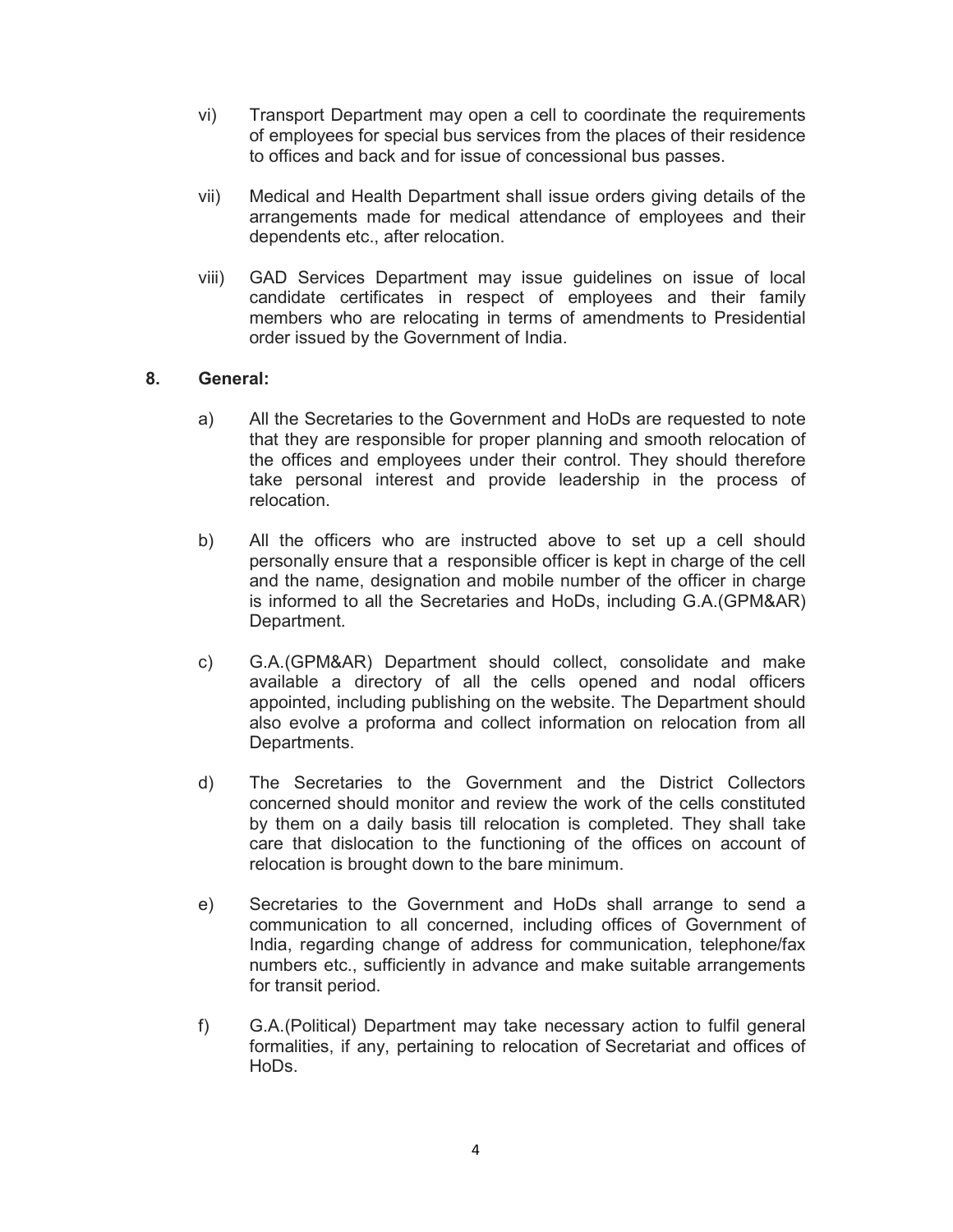vi) Transport Department may open a cell to coordinate the requirements of employees for special bus services from the places of their residence to offices and back and for issue of concessional bus passes.

vii) Medical and Health Department shall issue orders giving details of the arrangements made for medical attendance of employees and their dependents etc., after relocation.

viii) GAD Services Department may issue guidelines on issue of local candidate certificates in respect of employees and their family members who are relocating in terms of amendments to Presidential order issued by the Government of India.

**8. General:**

a) All the Secretaries to the Government and HoDs are requested to note that they are responsible for proper planning and smooth relocation of the offices and employees under their control. They should therefore take personal interest and provide leadership in the process of relocation.

b) All the officers who are instructed above to set up a cell should personally ensure that a responsible officer is kept in charge of the cell and the name, designation and mobile number of the officer in charge is informed to all the Secretaries and HoDs, including G.A.(GPM&AR) Department.

c) G.A.(GPM&AR) Department should collect, consolidate and make available a directory of all the cells opened and nodal officers appointed, including publishing on the website. The Department should also evolve a proforma and collect information on relocation from all Departments.

d) The Secretaries to the Government and the District Collectors concerned should monitor and review the work of the cells constituted by them on a daily basis till relocation is completed. They shall take care that dislocation to the functioning of the offices on account of relocation is brought down to the bare minimum.

e) Secretaries to the Government and HoDs shall arrange to send a communication to all concerned, including offices of Government of India, regarding change of address for communication, telephone/fax numbers etc., sufficiently in advance and make suitable arrangements for transit period.

f) G.A.(Political) Department may take necessary action to fulfil general formalities, if any, pertaining to relocation of Secretariat and offices of HoDs.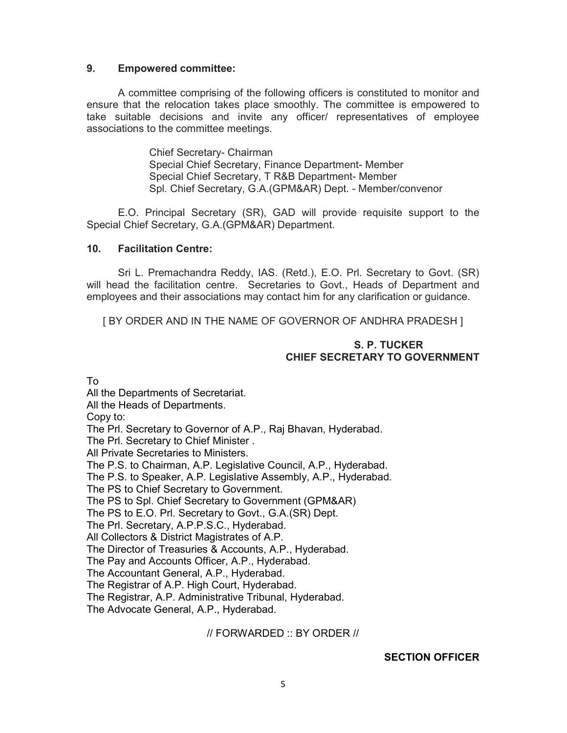## 9. Empowered committee:

A committee comprising of the following officers is constituted to monitor and ensure that the relocation takes place smoothly. The committee is empowered to take suitable decisions and invite any officer/ representatives of employee associations to the committee meetings.

Chief Secretary- Chairman  
Special Chief Secretary, Finance Department- Member  
Special Chief Secretary, T R&B Department- Member  
Spl. Chief Secretary, G.A.(GPM&AR) Dept. - Member/convenor

E.O. Principal Secretary (SR), GAD will provide requisite support to the Special Chief Secretary, G.A.(GPM&AR) Department.

## 10. Facilitation Centre:

Sri L. Premachandra Reddy, IAS. (Retd.), E.O. Prl. Secretary to Govt. (SR) will head the facilitation centre. Secretaries to Govt., Heads of Department and employees and their associations may contact him for any clarification or guidance.

[ BY ORDER AND IN THE NAME OF GOVERNOR OF ANDHRA PRADESH ]

**S. P. TUCKER**  
**CHIEF SECRETARY TO GOVERNMENT**

To  
All the Departments of Secretariat.  
All the Heads of Departments.  
Copy to:  
The Prl. Secretary to Governor of A.P., Raj Bhavan, Hyderabad.  
The Prl. Secretary to Chief Minister .  
All Private Secretaries to Ministers.  
The P.S. to Chairman, A.P. Legislative Council, A.P., Hyderabad.  
The P.S. to Speaker, A.P. Legislative Assembly, A.P., Hyderabad.  
The PS to Chief Secretary to Government.  
The PS to Spl. Chief Secretary to Government (GPM&AR)  
The PS to E.O. Prl. Secretary to Govt., G.A.(SR) Dept.  
The Prl. Secretary, A.P.P.S.C., Hyderabad.  
All Collectors & District Magistrates of A.P.  
The Director of Treasuries & Accounts, A.P., Hyderabad.  
The Pay and Accounts Officer, A.P., Hyderabad.  
The Accountant General, A.P., Hyderabad.  
The Registrar of A.P. High Court, Hyderabad.  
The Registrar, A.P. Administrative Tribunal, Hyderabad.  
The Advocate General, A.P., Hyderabad.

// FORWARDED :: BY ORDER //

**SECTION OFFICER**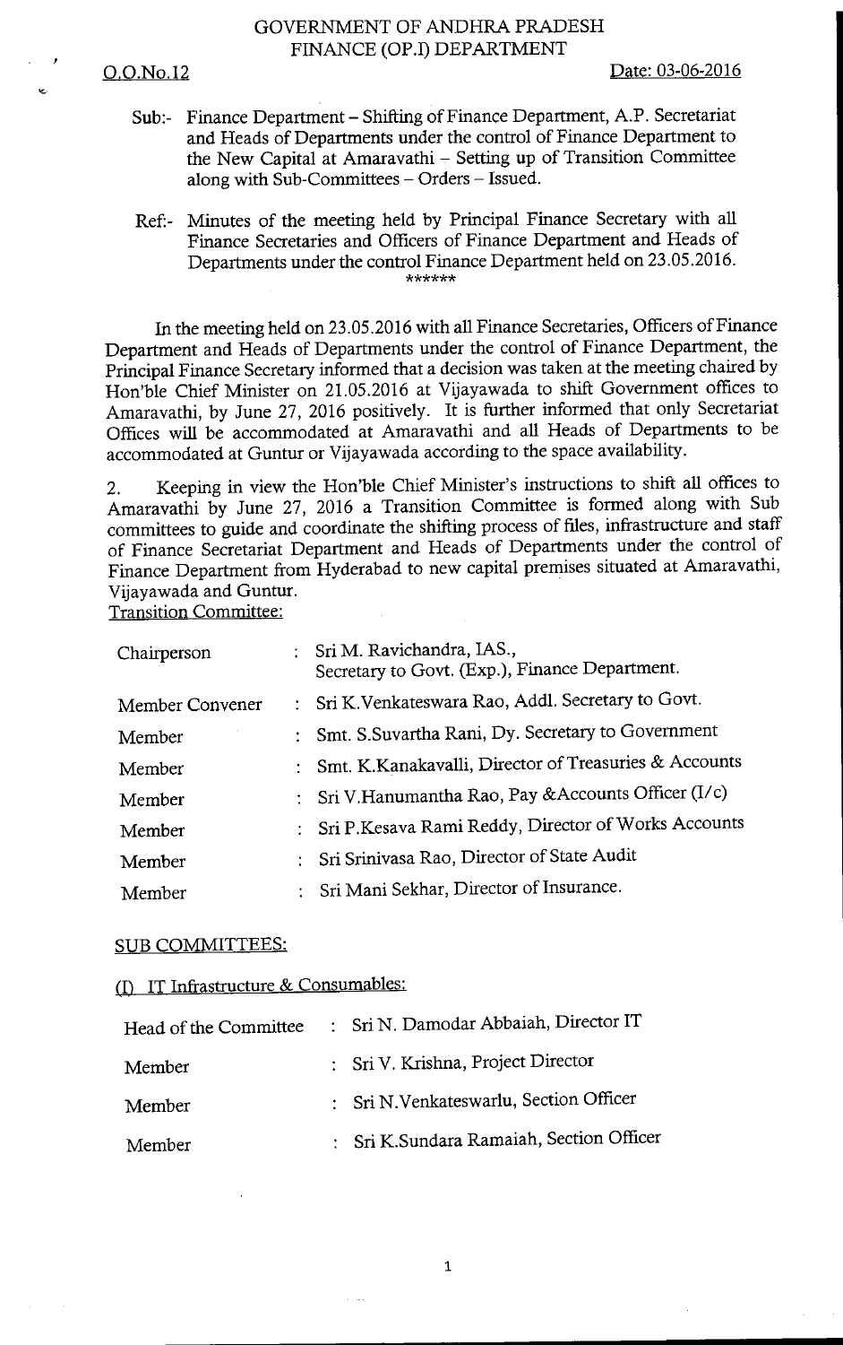GOVERNMENT OF ANDHRA PRADESH
FINANCE (OP.I) DEPARTMENT

O.O.No.12 Date: 03-06-2016

Sub:- Finance Department – Shifting of Finance Department, A.P. Secretariat and Heads of Departments under the control of Finance Department to the New Capital at Amaravathi – Setting up of Transition Committee along with Sub-Committees – Orders – Issued.

Ref:- Minutes of the meeting held by Principal Finance Secretary with all Finance Secretaries and Officers of Finance Department and Heads of Departments under the control Finance Department held on 23.05.2016.

******

In the meeting held on 23.05.2016 with all Finance Secretaries, Officers of Finance Department and Heads of Departments under the control of Finance Department, the Principal Finance Secretary informed that a decision was taken at the meeting chaired by Hon'ble Chief Minister on 21.05.2016 at Vijayawada to shift Government offices to Amaravathi, by June 27, 2016 positively. It is further informed that only Secretariat Offices will be accommodated at Amaravathi and all Heads of Departments to be accommodated at Guntur or Vijayawada according to the space availability.

2. Keeping in view the Hon'ble Chief Minister's instructions to shift all offices to Amaravathi by June 27, 2016 a Transition Committee is formed along with Sub committees to guide and coordinate the shifting process of files, infrastructure and staff of Finance Secretariat Department and Heads of Departments under the control of Finance Department from Hyderabad to new capital premises situated at Amaravathi, Vijayawada and Guntur.

Transition Committee:

| | | |
|---|---|---|
| Chairperson | : | Sri M. Ravichandra, IAS., Secretary to Govt. (Exp.), Finance Department. |
| Member Convener | : | Sri K.Venkateswara Rao, Addl. Secretary to Govt. |
| Member | : | Smt. S.Suvartha Rani, Dy. Secretary to Government |
| Member | : | Smt. K.Kanakavalli, Director of Treasuries & Accounts |
| Member | : | Sri V.Hanumantha Rao, Pay &Accounts Officer (I/c) |
| Member | : | Sri P.Kesava Rami Reddy, Director of Works Accounts |
| Member | : | Sri Srinivasa Rao, Director of State Audit |
| Member | : | Sri Mani Sekhar, Director of Insurance. |

SUB COMMITTEES:

(I) IT Infrastructure & Consumables:

| | | |
|---|---|---|
| Head of the Committee | : | Sri N. Damodar Abbaiah, Director IT |
| Member | : | Sri V. Krishna, Project Director |
| Member | : | Sri N.Venkateswarlu, Section Officer |
| Member | : | Sri K.Sundara Ramaiah, Section Officer |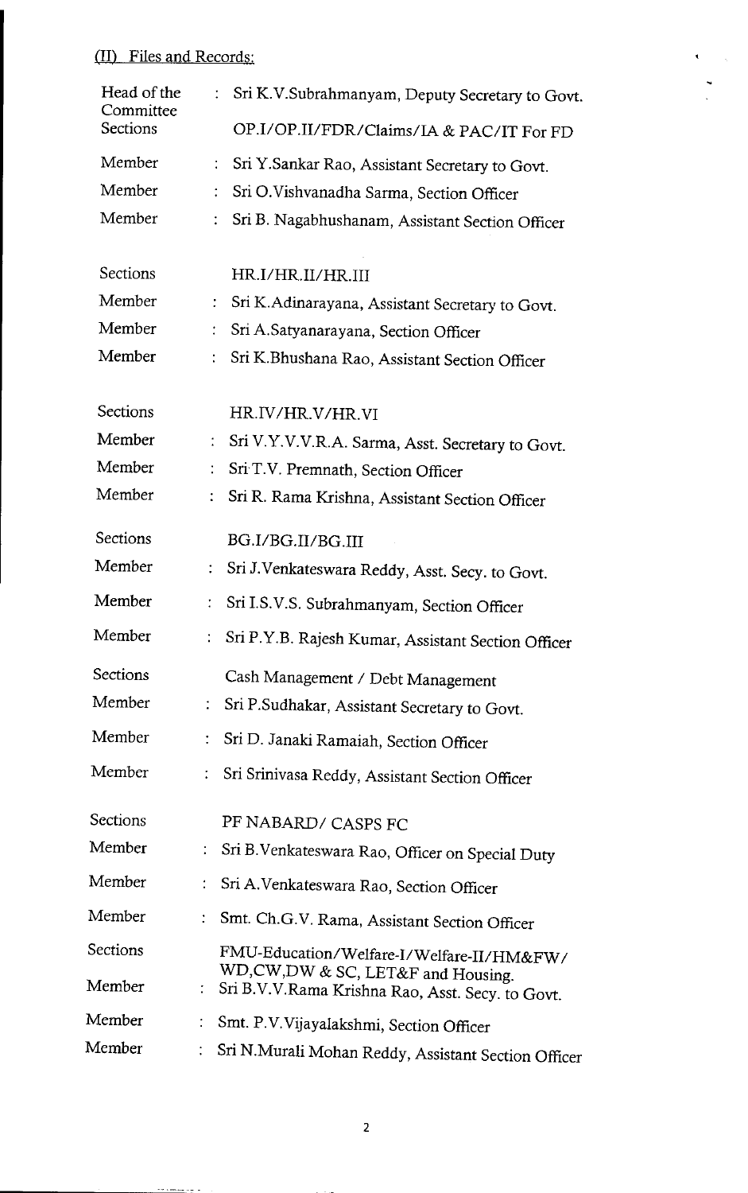## (II) Files and Records:

| | | |
|---|---|---|
| Head of the Committee | : | Sri K.V.Subrahmanyam, Deputy Secretary to Govt. |
| Sections | | OP.I/OP.II/FDR/Claims/IA & PAC/IT For FD |
| Member | : | Sri Y.Sankar Rao, Assistant Secretary to Govt. |
| Member | : | Sri O.Vishvanadha Sarma, Section Officer |
| Member | : | Sri B. Nagabhushanam, Assistant Section Officer |
| Sections | | HR.I/HR.II/HR.III |
| Member | : | Sri K.Adinarayana, Assistant Secretary to Govt. |
| Member | : | Sri A.Satyanarayana, Section Officer |
| Member | : | Sri K.Bhushana Rao, Assistant Section Officer |
| Sections | | HR.IV/HR.V/HR.VI |
| Member | : | Sri V.Y.V.V.R.A. Sarma, Asst. Secretary to Govt. |
| Member | : | Sri T.V. Premnath, Section Officer |
| Member | : | Sri R. Rama Krishna, Assistant Section Officer |
| Sections | | BG.I/BG.II/BG.III |
| Member | : | Sri J.Venkateswara Reddy, Asst. Secy. to Govt. |
| Member | : | Sri I.S.V.S. Subrahmanyam, Section Officer |
| Member | : | Sri P.Y.B. Rajesh Kumar, Assistant Section Officer |
| Sections | | Cash Management / Debt Management |
| Member | : | Sri P.Sudhakar, Assistant Secretary to Govt. |
| Member | : | Sri D. Janaki Ramaiah, Section Officer |
| Member | : | Sri Srinivasa Reddy, Assistant Section Officer |
| Sections | | PF NABARD/ CASPS FC |
| Member | : | Sri B.Venkateswara Rao, Officer on Special Duty |
| Member | : | Sri A.Venkateswara Rao, Section Officer |
| Member | : | Smt. Ch.G.V. Rama, Assistant Section Officer |
| Sections | | FMU-Education/Welfare-I/Welfare-II/HM&FW/ WD,CW,DW & SC, LET&F and Housing. |
| Member | : | Sri B.V.V.Rama Krishna Rao, Asst. Secy. to Govt. |
| Member | : | Smt. P.V.Vijayalakshmi, Section Officer |
| Member | : | Sri N.Murali Mohan Reddy, Assistant Section Officer |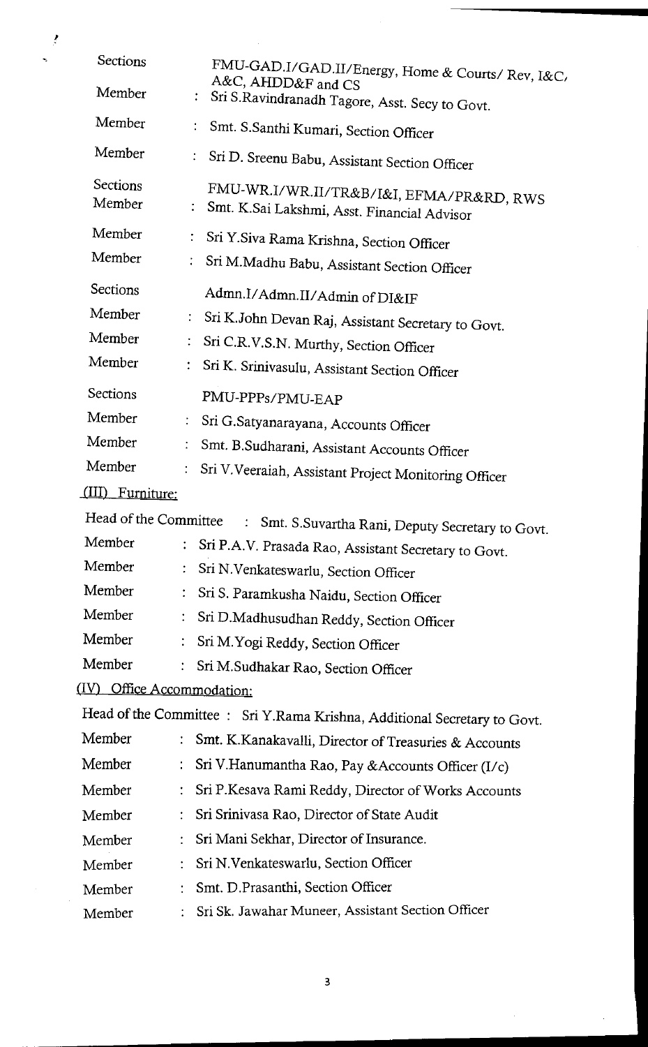Sections FMU-GAD.I/GAD.II/Energy, Home & Courts/ Rev, I&C, A&C, AHDD&F and CS

Member : Sri S.Ravindranadh Tagore, Asst. Secy to Govt.

Member : Smt. S.Santhi Kumari, Section Officer

Member : Sri D. Sreenu Babu, Assistant Section Officer

Sections FMU-WR.I/WR.II/TR&B/I&I, EFMA/PR&RD, RWS

Member : Smt. K.Sai Lakshmi, Asst. Financial Advisor

Member : Sri Y.Siva Rama Krishna, Section Officer

Member : Sri M.Madhu Babu, Assistant Section Officer

Sections Admn.I/Admn.II/Admin of DI&IF

Member : Sri K.John Devan Raj, Assistant Secretary to Govt.

Member : Sri C.R.V.S.N. Murthy, Section Officer

Member : Sri K. Srinivasulu, Assistant Section Officer

Sections PMU-PPPs/PMU-EAP

Member : Sri G.Satyanarayana, Accounts Officer

Member : Smt. B.Sudharani, Assistant Accounts Officer

Member : Sri V.Veeraiah, Assistant Project Monitoring Officer

(III) Furniture:

Head of the Committee : Smt. S.Suvartha Rani, Deputy Secretary to Govt.

Member : Sri P.A.V. Prasada Rao, Assistant Secretary to Govt.

Member : Sri N.Venkateswarlu, Section Officer

Member : Sri S. Paramkusha Naidu, Section Officer

Member : Sri D.Madhusudhan Reddy, Section Officer

Member : Sri M.Yogi Reddy, Section Officer

Member : Sri M.Sudhakar Rao, Section Officer

(IV) Office Accommodation:

Head of the Committee : Sri Y.Rama Krishna, Additional Secretary to Govt.

Member : Smt. K.Kanakavalli, Director of Treasuries & Accounts

Member : Sri V.Hanumantha Rao, Pay &Accounts Officer (I/c)

Member : Sri P.Kesava Rami Reddy, Director of Works Accounts

Member : Sri Srinivasa Rao, Director of State Audit

Member : Sri Mani Sekhar, Director of Insurance.

Member : Sri N.Venkateswarlu, Section Officer

Member : Smt. D.Prasanthi, Section Officer

Member : Sri Sk. Jawahar Muneer, Assistant Section Officer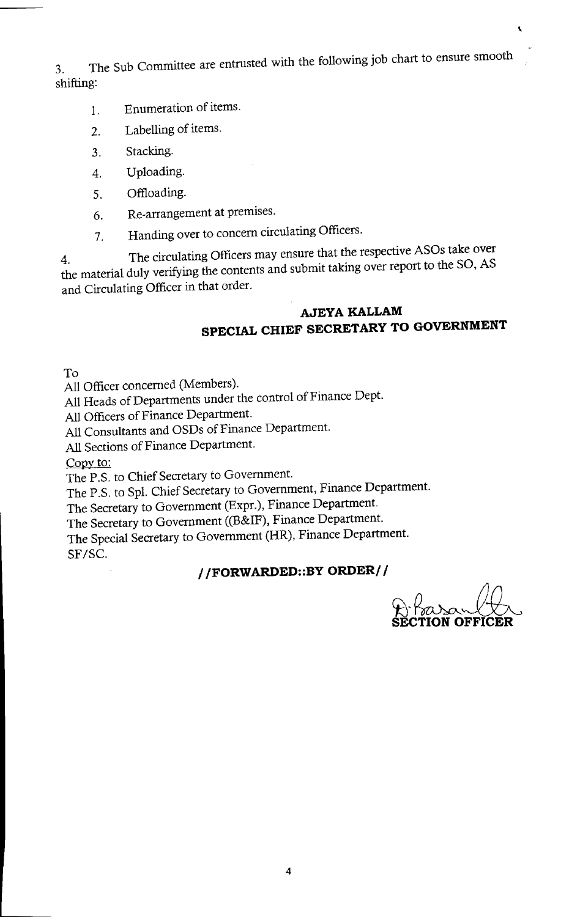3. The Sub Committee are entrusted with the following job chart to ensure smooth shifting:

1. Enumeration of items.
2. Labelling of items.
3. Stacking.
4. Uploading.
5. Offloading.
6. Re-arrangement at premises.
7. Handing over to concern circulating Officers.

4. The circulating Officers may ensure that the respective ASOs take over the material duly verifying the contents and submit taking over report to the SO, AS and Circulating Officer in that order.

**AJEYA KALLAM**
**SPECIAL CHIEF SECRETARY TO GOVERNMENT**

To
All Officer concerned (Members).
All Heads of Departments under the control of Finance Dept.
All Officers of Finance Department.
All Consultants and OSDs of Finance Department.
All Sections of Finance Department.
Copy to:
The P.S. to Chief Secretary to Government.
The P.S. to Spl. Chief Secretary to Government, Finance Department.
The Secretary to Government (Expr.), Finance Department.
The Secretary to Government ((B&IF), Finance Department.
The Special Secretary to Government (HR), Finance Department.
SF/SC.

**//FORWARDED::BY ORDER//**

**SECTION OFFICER**